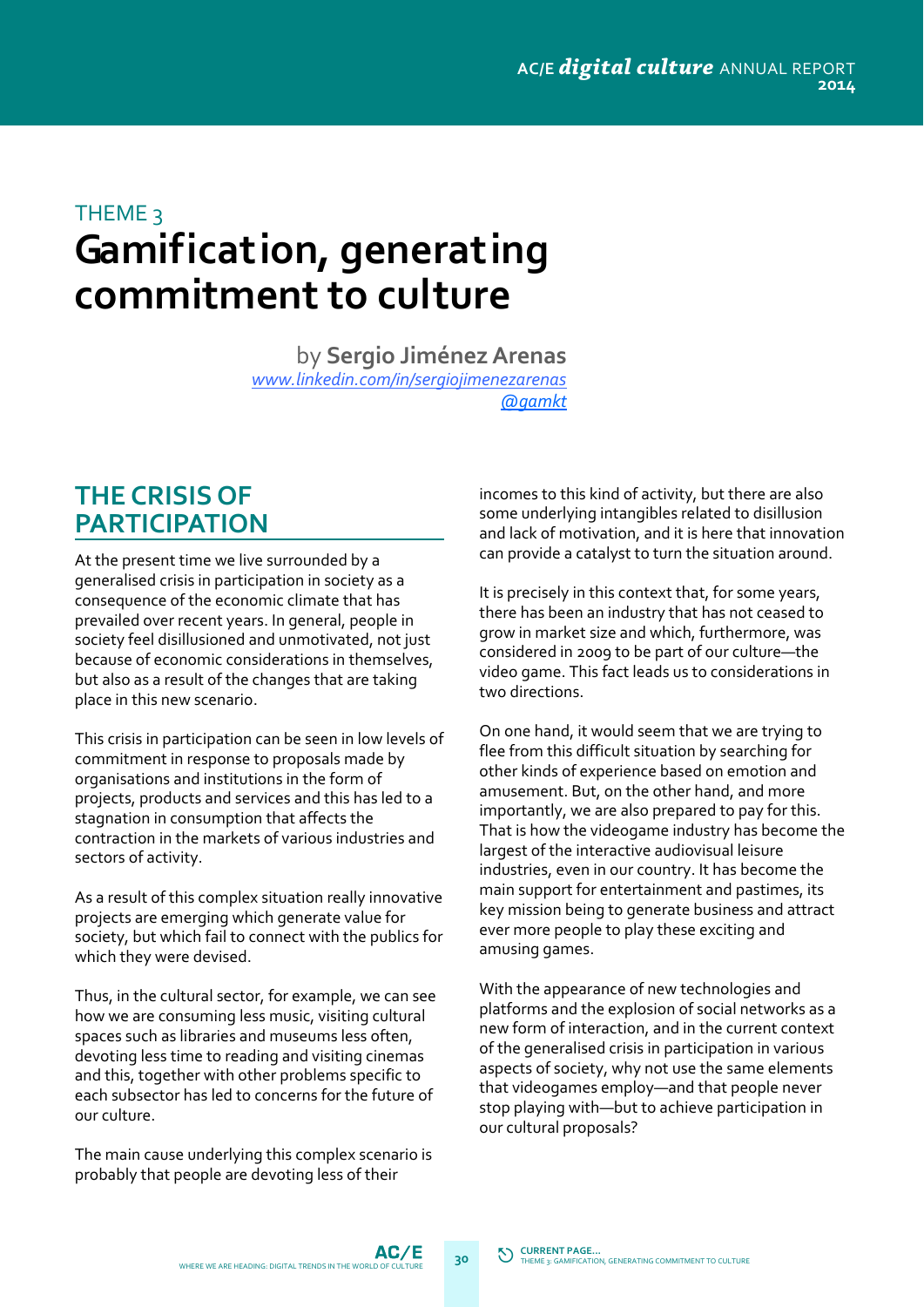THEME 3

# Gamification, generating commitment to culture

by **Sergio Jiménez Arenas**
www.linkedin.com/in/sergiojimenezarenas
@gamkt

## THE CRISIS OF PARTICIPATION

At the present time we live surrounded by a generalised crisis in participation in society as a consequence of the economic climate that has prevailed over recent years. In general, people in society feel disillusioned and unmotivated, not just because of economic considerations in themselves, but also as a result of the changes that are taking place in this new scenario.

This crisis in participation can be seen in low levels of commitment in response to proposals made by organisations and institutions in the form of projects, products and services and this has led to a stagnation in consumption that affects the contraction in the markets of various industries and sectors of activity.

As a result of this complex situation really innovative projects are emerging which generate value for society, but which fail to connect with the publics for which they were devised.

Thus, in the cultural sector, for example, we can see how we are consuming less music, visiting cultural spaces such as libraries and museums less often, devoting less time to reading and visiting cinemas and this, together with other problems specific to each subsector has led to concerns for the future of our culture.

The main cause underlying this complex scenario is probably that people are devoting less of their incomes to this kind of activity, but there are also some underlying intangibles related to disillusion and lack of motivation, and it is here that innovation can provide a catalyst to turn the situation around.

It is precisely in this context that, for some years, there has been an industry that has not ceased to grow in market size and which, furthermore, was considered in 2009 to be part of our culture—the video game. This fact leads us to considerations in two directions.

On one hand, it would seem that we are trying to flee from this difficult situation by searching for other kinds of experience based on emotion and amusement. But, on the other hand, and more importantly, we are also prepared to pay for this. That is how the videogame industry has become the largest of the interactive audiovisual leisure industries, even in our country. It has become the main support for entertainment and pastimes, its key mission being to generate business and attract ever more people to play these exciting and amusing games.

With the appearance of new technologies and platforms and the explosion of social networks as a new form of interaction, and in the current context of the generalised crisis in participation in various aspects of society, why not use the same elements that videogames employ—and that people never stop playing with—but to achieve participation in our cultural proposals?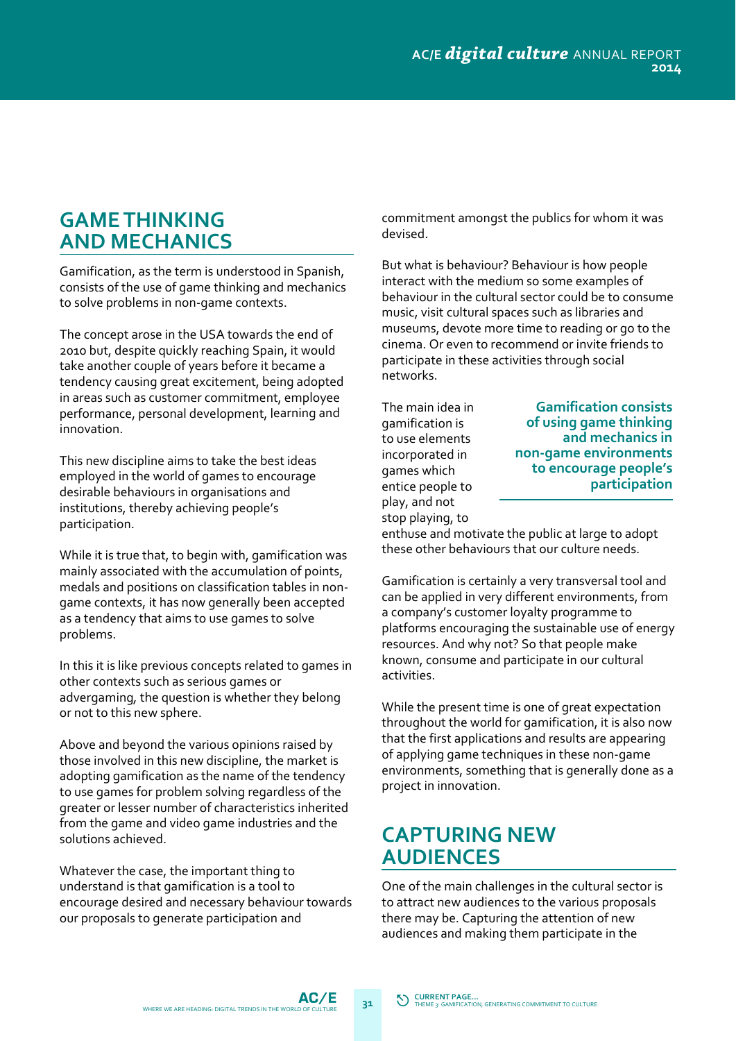## GAME THINKING AND MECHANICS

Gamification, as the term is understood in Spanish, consists of the use of game thinking and mechanics to solve problems in non-game contexts.

The concept arose in the USA towards the end of 2010 but, despite quickly reaching Spain, it would take another couple of years before it became a tendency causing great excitement, being adopted in areas such as customer commitment, employee performance, personal development, learning and innovation.

This new discipline aims to take the best ideas employed in the world of games to encourage desirable behaviours in organisations and institutions, thereby achieving people's participation.

While it is true that, to begin with, gamification was mainly associated with the accumulation of points, medals and positions on classification tables in non-game contexts, it has now generally been accepted as a tendency that aims to use games to solve problems.

In this it is like previous concepts related to games in other contexts such as serious games or advergaming, the question is whether they belong or not to this new sphere.

Above and beyond the various opinions raised by those involved in this new discipline, the market is adopting gamification as the name of the tendency to use games for problem solving regardless of the greater or lesser number of characteristics inherited from the game and video game industries and the solutions achieved.

Whatever the case, the important thing to understand is that gamification is a tool to encourage desired and necessary behaviour towards our proposals to generate participation and commitment amongst the publics for whom it was devised.

But what is behaviour? Behaviour is how people interact with the medium so some examples of behaviour in the cultural sector could be to consume music, visit cultural spaces such as libraries and museums, devote more time to reading or go to the cinema. Or even to recommend or invite friends to participate in these activities through social networks.

**Gamification consists of using game thinking and mechanics in non-game environments to encourage people's participation**

The main idea in gamification is to use elements incorporated in games which entice people to play, and not stop playing, to enthuse and motivate the public at large to adopt these other behaviours that our culture needs.

Gamification is certainly a very transversal tool and can be applied in very different environments, from a company's customer loyalty programme to platforms encouraging the sustainable use of energy resources. And why not? So that people make known, consume and participate in our cultural activities.

While the present time is one of great expectation throughout the world for gamification, it is also now that the first applications and results are appearing of applying game techniques in these non-game environments, something that is generally done as a project in innovation.

## CAPTURING NEW AUDIENCES

One of the main challenges in the cultural sector is to attract new audiences to the various proposals there may be. Capturing the attention of new audiences and making them participate in the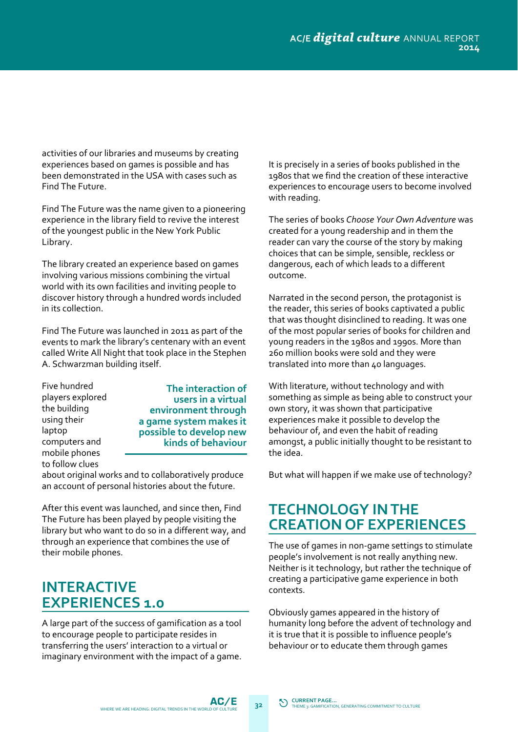activities of our libraries and museums by creating experiences based on games is possible and has been demonstrated in the USA with cases such as Find The Future.

Find The Future was the name given to a pioneering experience in the library field to revive the interest of the youngest public in the New York Public Library.

The library created an experience based on games involving various missions combining the virtual world with its own facilities and inviting people to discover history through a hundred words included in its collection.

Find The Future was launched in 2011 as part of the events to mark the library's centenary with an event called Write All Night that took place in the Stephen A. Schwarzman building itself.

**The interaction of users in a virtual environment through a game system makes it possible to develop new kinds of behaviour**

Five hundred players explored the building using their laptop computers and mobile phones to follow clues about original works and to collaboratively produce an account of personal histories about the future.

After this event was launched, and since then, Find The Future has been played by people visiting the library but who want to do so in a different way, and through an experience that combines the use of their mobile phones.

## INTERACTIVE EXPERIENCES 1.0

A large part of the success of gamification as a tool to encourage people to participate resides in transferring the users' interaction to a virtual or imaginary environment with the impact of a game.

It is precisely in a series of books published in the 1980s that we find the creation of these interactive experiences to encourage users to become involved with reading.

The series of books *Choose Your Own Adventure* was created for a young readership and in them the reader can vary the course of the story by making choices that can be simple, sensible, reckless or dangerous, each of which leads to a different outcome.

Narrated in the second person, the protagonist is the reader, this series of books captivated a public that was thought disinclined to reading. It was one of the most popular series of books for children and young readers in the 1980s and 1990s. More than 260 million books were sold and they were translated into more than 40 languages.

With literature, without technology and with something as simple as being able to construct your own story, it was shown that participative experiences make it possible to develop the behaviour of, and even the habit of reading amongst, a public initially thought to be resistant to the idea.

But what will happen if we make use of technology?

## TECHNOLOGY IN THE CREATION OF EXPERIENCES

The use of games in non-game settings to stimulate people's involvement is not really anything new. Neither is it technology, but rather the technique of creating a participative game experience in both contexts.

Obviously games appeared in the history of humanity long before the advent of technology and it is true that it is possible to influence people's behaviour or to educate them through games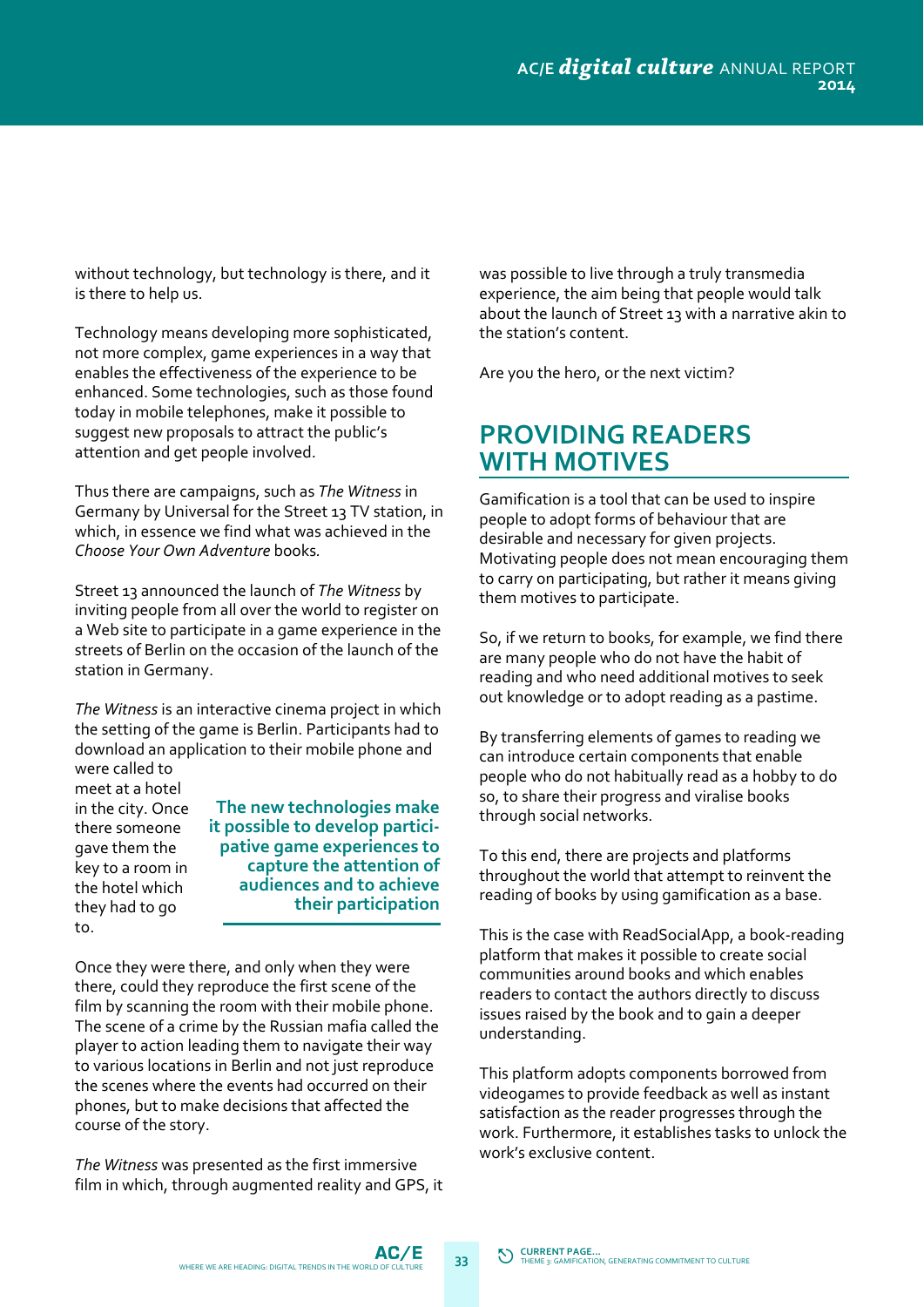without technology, but technology is there, and it is there to help us.

Technology means developing more sophisticated, not more complex, game experiences in a way that enables the effectiveness of the experience to be enhanced. Some technologies, such as those found today in mobile telephones, make it possible to suggest new proposals to attract the public's attention and get people involved.

Thus there are campaigns, such as *The Witness* in Germany by Universal for the Street 13 TV station, in which, in essence we find what was achieved in the *Choose Your Own Adventure* books.

Street 13 announced the launch of *The Witness* by inviting people from all over the world to register on a Web site to participate in a game experience in the streets of Berlin on the occasion of the launch of the station in Germany.

*The Witness* is an interactive cinema project in which the setting of the game is Berlin. Participants had to download an application to their mobile phone and were called to meet at a hotel in the city. Once there someone gave them the key to a room in the hotel which they had to go to.

> **The new technologies make it possible to develop participative game experiences to capture the attention of audiences and to achieve their participation**

Once they were there, and only when they were there, could they reproduce the first scene of the film by scanning the room with their mobile phone. The scene of a crime by the Russian mafia called the player to action leading them to navigate their way to various locations in Berlin and not just reproduce the scenes where the events had occurred on their phones, but to make decisions that affected the course of the story.

*The Witness* was presented as the first immersive film in which, through augmented reality and GPS, it was possible to live through a truly transmedia experience, the aim being that people would talk about the launch of Street 13 with a narrative akin to the station's content.

Are you the hero, or the next victim?

## PROVIDING READERS WITH MOTIVES

Gamification is a tool that can be used to inspire people to adopt forms of behaviour that are desirable and necessary for given projects. Motivating people does not mean encouraging them to carry on participating, but rather it means giving them motives to participate.

So, if we return to books, for example, we find there are many people who do not have the habit of reading and who need additional motives to seek out knowledge or to adopt reading as a pastime.

By transferring elements of games to reading we can introduce certain components that enable people who do not habitually read as a hobby to do so, to share their progress and viralise books through social networks.

To this end, there are projects and platforms throughout the world that attempt to reinvent the reading of books by using gamification as a base.

This is the case with ReadSocialApp, a book-reading platform that makes it possible to create social communities around books and which enables readers to contact the authors directly to discuss issues raised by the book and to gain a deeper understanding.

This platform adopts components borrowed from videogames to provide feedback as well as instant satisfaction as the reader progresses through the work. Furthermore, it establishes tasks to unlock the work's exclusive content.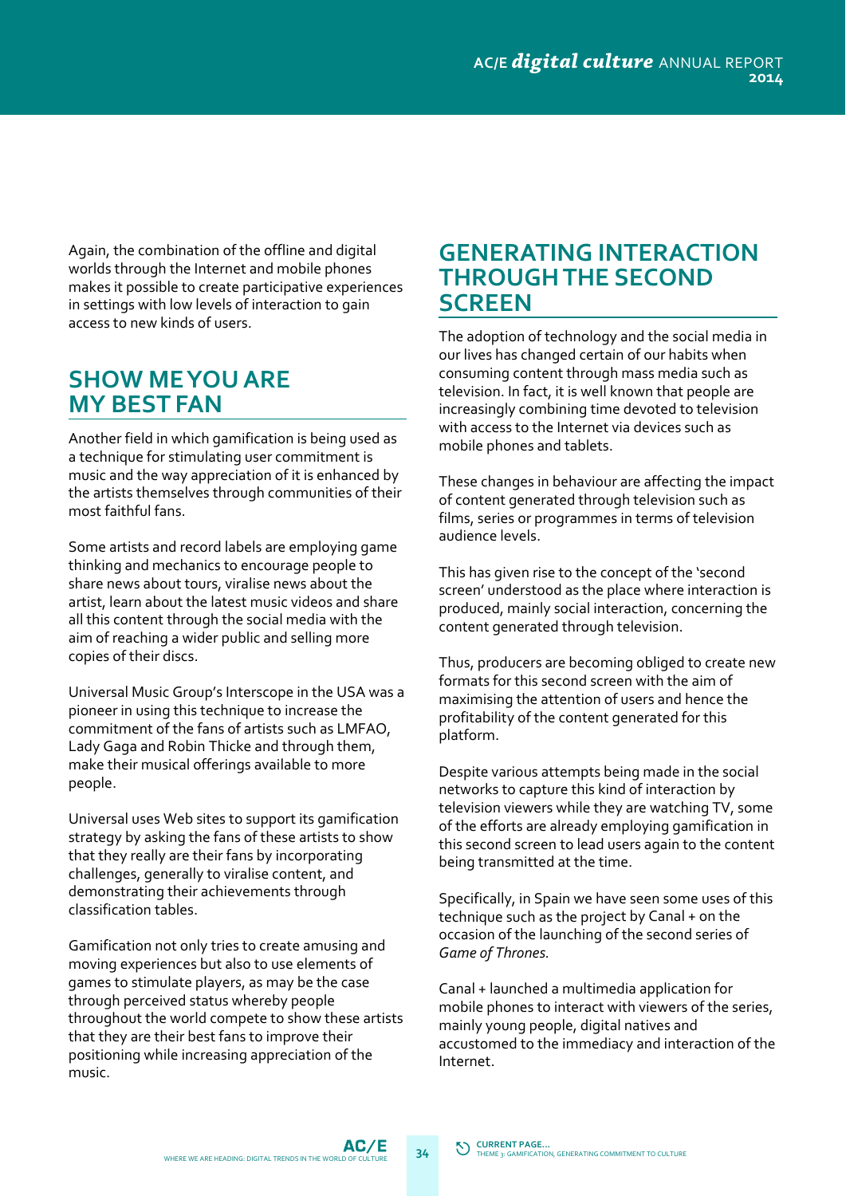Again, the combination of the offline and digital worlds through the Internet and mobile phones makes it possible to create participative experiences in settings with low levels of interaction to gain access to new kinds of users.

## SHOW ME YOU ARE MY BEST FAN

Another field in which gamification is being used as a technique for stimulating user commitment is music and the way appreciation of it is enhanced by the artists themselves through communities of their most faithful fans.

Some artists and record labels are employing game thinking and mechanics to encourage people to share news about tours, viralise news about the artist, learn about the latest music videos and share all this content through the social media with the aim of reaching a wider public and selling more copies of their discs.

Universal Music Group's Interscope in the USA was a pioneer in using this technique to increase the commitment of the fans of artists such as LMFAO, Lady Gaga and Robin Thicke and through them, make their musical offerings available to more people.

Universal uses Web sites to support its gamification strategy by asking the fans of these artists to show that they really are their fans by incorporating challenges, generally to viralise content, and demonstrating their achievements through classification tables.

Gamification not only tries to create amusing and moving experiences but also to use elements of games to stimulate players, as may be the case through perceived status whereby people throughout the world compete to show these artists that they are their best fans to improve their positioning while increasing appreciation of the music.

## GENERATING INTERACTION THROUGH THE SECOND SCREEN

The adoption of technology and the social media in our lives has changed certain of our habits when consuming content through mass media such as television. In fact, it is well known that people are increasingly combining time devoted to television with access to the Internet via devices such as mobile phones and tablets.

These changes in behaviour are affecting the impact of content generated through television such as films, series or programmes in terms of television audience levels.

This has given rise to the concept of the 'second screen' understood as the place where interaction is produced, mainly social interaction, concerning the content generated through television.

Thus, producers are becoming obliged to create new formats for this second screen with the aim of maximising the attention of users and hence the profitability of the content generated for this platform.

Despite various attempts being made in the social networks to capture this kind of interaction by television viewers while they are watching TV, some of the efforts are already employing gamification in this second screen to lead users again to the content being transmitted at the time.

Specifically, in Spain we have seen some uses of this technique such as the project by Canal + on the occasion of the launching of the second series of *Game of Thrones.*

Canal + launched a multimedia application for mobile phones to interact with viewers of the series, mainly young people, digital natives and accustomed to the immediacy and interaction of the Internet.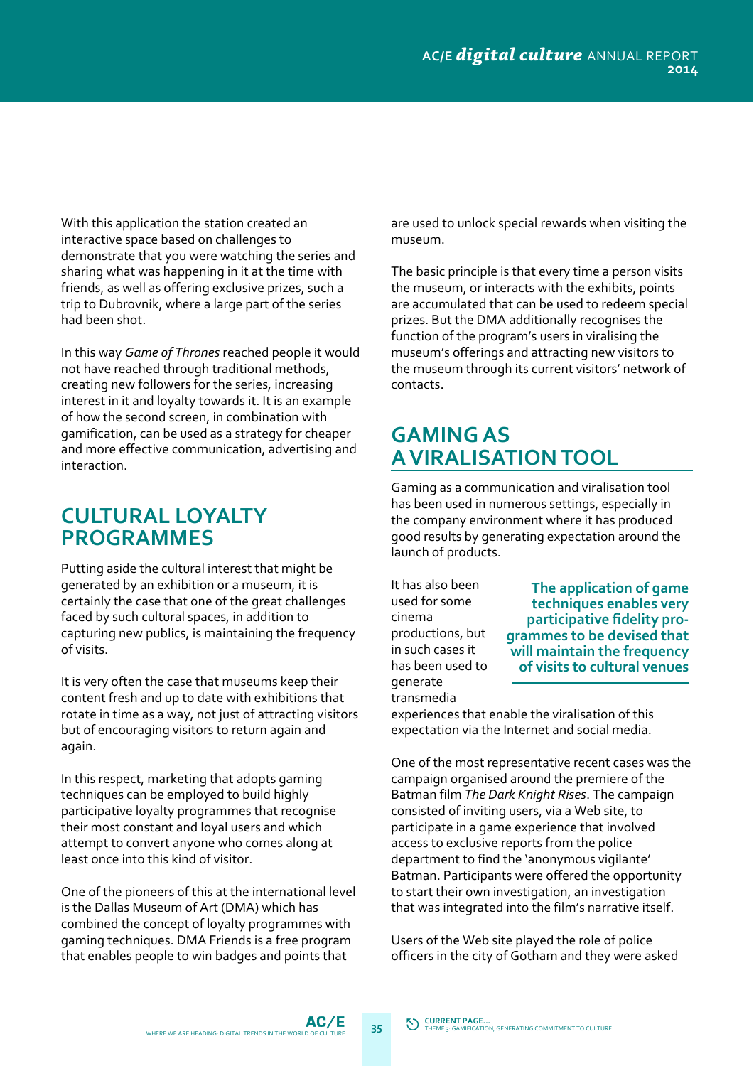With this application the station created an interactive space based on challenges to demonstrate that you were watching the series and sharing what was happening in it at the time with friends, as well as offering exclusive prizes, such a trip to Dubrovnik, where a large part of the series had been shot.

In this way *Game of Thrones* reached people it would not have reached through traditional methods, creating new followers for the series, increasing interest in it and loyalty towards it. It is an example of how the second screen, in combination with gamification, can be used as a strategy for cheaper and more effective communication, advertising and interaction.

## CULTURAL LOYALTY PROGRAMMES

Putting aside the cultural interest that might be generated by an exhibition or a museum, it is certainly the case that one of the great challenges faced by such cultural spaces, in addition to capturing new publics, is maintaining the frequency of visits.

It is very often the case that museums keep their content fresh and up to date with exhibitions that rotate in time as a way, not just of attracting visitors but of encouraging visitors to return again and again.

In this respect, marketing that adopts gaming techniques can be employed to build highly participative loyalty programmes that recognise their most constant and loyal users and which attempt to convert anyone who comes along at least once into this kind of visitor.

One of the pioneers of this at the international level is the Dallas Museum of Art (DMA) which has combined the concept of loyalty programmes with gaming techniques. DMA Friends is a free program that enables people to win badges and points that are used to unlock special rewards when visiting the museum.

The basic principle is that every time a person visits the museum, or interacts with the exhibits, points are accumulated that can be used to redeem special prizes. But the DMA additionally recognises the function of the program's users in viralising the museum's offerings and attracting new visitors to the museum through its current visitors' network of contacts.

## GAMING AS A VIRALISATION TOOL

Gaming as a communication and viralisation tool has been used in numerous settings, especially in the company environment where it has produced good results by generating expectation around the launch of products.

**The application of game techniques enables very participative fidelity programmes to be devised that will maintain the frequency of visits to cultural venues**

It has also been used for some cinema productions, but in such cases it has been used to generate transmedia experiences that enable the viralisation of this expectation via the Internet and social media.

One of the most representative recent cases was the campaign organised around the premiere of the Batman film *The Dark Knight Rises*. The campaign consisted of inviting users, via a Web site, to participate in a game experience that involved access to exclusive reports from the police department to find the 'anonymous vigilante' Batman. Participants were offered the opportunity to start their own investigation, an investigation that was integrated into the film's narrative itself.

Users of the Web site played the role of police officers in the city of Gotham and they were asked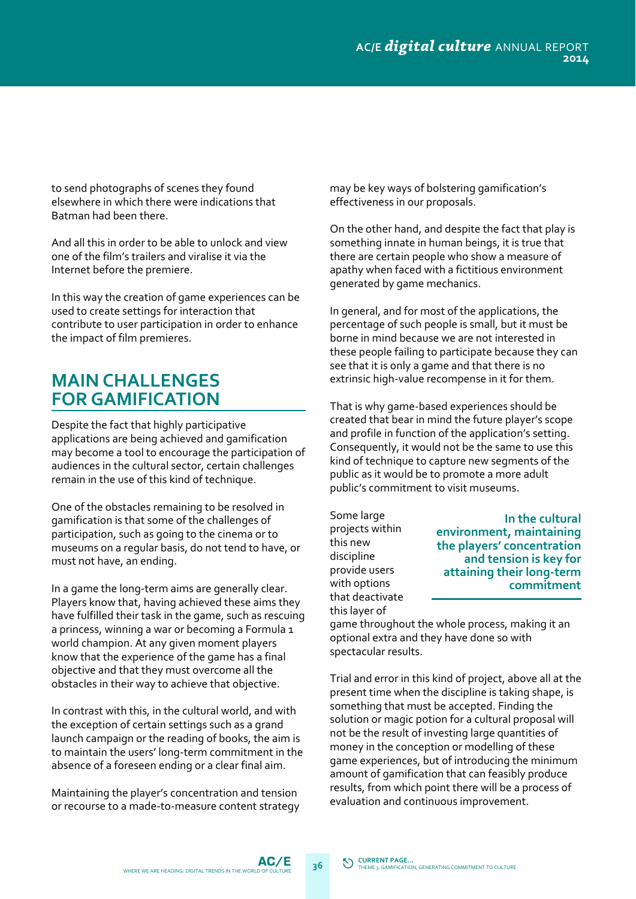to send photographs of scenes they found elsewhere in which there were indications that Batman had been there.

And all this in order to be able to unlock and view one of the film's trailers and viralise it via the Internet before the premiere.

In this way the creation of game experiences can be used to create settings for interaction that contribute to user participation in order to enhance the impact of film premieres.

## MAIN CHALLENGES FOR GAMIFICATION

Despite the fact that highly participative applications are being achieved and gamification may become a tool to encourage the participation of audiences in the cultural sector, certain challenges remain in the use of this kind of technique.

One of the obstacles remaining to be resolved in gamification is that some of the challenges of participation, such as going to the cinema or to museums on a regular basis, do not tend to have, or must not have, an ending.

In a game the long-term aims are generally clear. Players know that, having achieved these aims they have fulfilled their task in the game, such as rescuing a princess, winning a war or becoming a Formula 1 world champion. At any given moment players know that the experience of the game has a final objective and that they must overcome all the obstacles in their way to achieve that objective.

In contrast with this, in the cultural world, and with the exception of certain settings such as a grand launch campaign or the reading of books, the aim is to maintain the users' long-term commitment in the absence of a foreseen ending or a clear final aim.

Maintaining the player's concentration and tension or recourse to a made-to-measure content strategy may be key ways of bolstering gamification's effectiveness in our proposals.

On the other hand, and despite the fact that play is something innate in human beings, it is true that there are certain people who show a measure of apathy when faced with a fictitious environment generated by game mechanics.

In general, and for most of the applications, the percentage of such people is small, but it must be borne in mind because we are not interested in these people failing to participate because they can see that it is only a game and that there is no extrinsic high-value recompense in it for them.

That is why game-based experiences should be created that bear in mind the future player's scope and profile in function of the application's setting. Consequently, it would not be the same to use this kind of technique to capture new segments of the public as it would be to promote a more adult public's commitment to visit museums.

**In the cultural environment, maintaining the players' concentration and tension is key for attaining their long-term commitment**

Some large projects within this new discipline provide users with options that deactivate this layer of game throughout the whole process, making it an optional extra and they have done so with spectacular results.

Trial and error in this kind of project, above all at the present time when the discipline is taking shape, is something that must be accepted. Finding the solution or magic potion for a cultural proposal will not be the result of investing large quantities of money in the conception or modelling of these game experiences, but of introducing the minimum amount of gamification that can feasibly produce results, from which point there will be a process of evaluation and continuous improvement.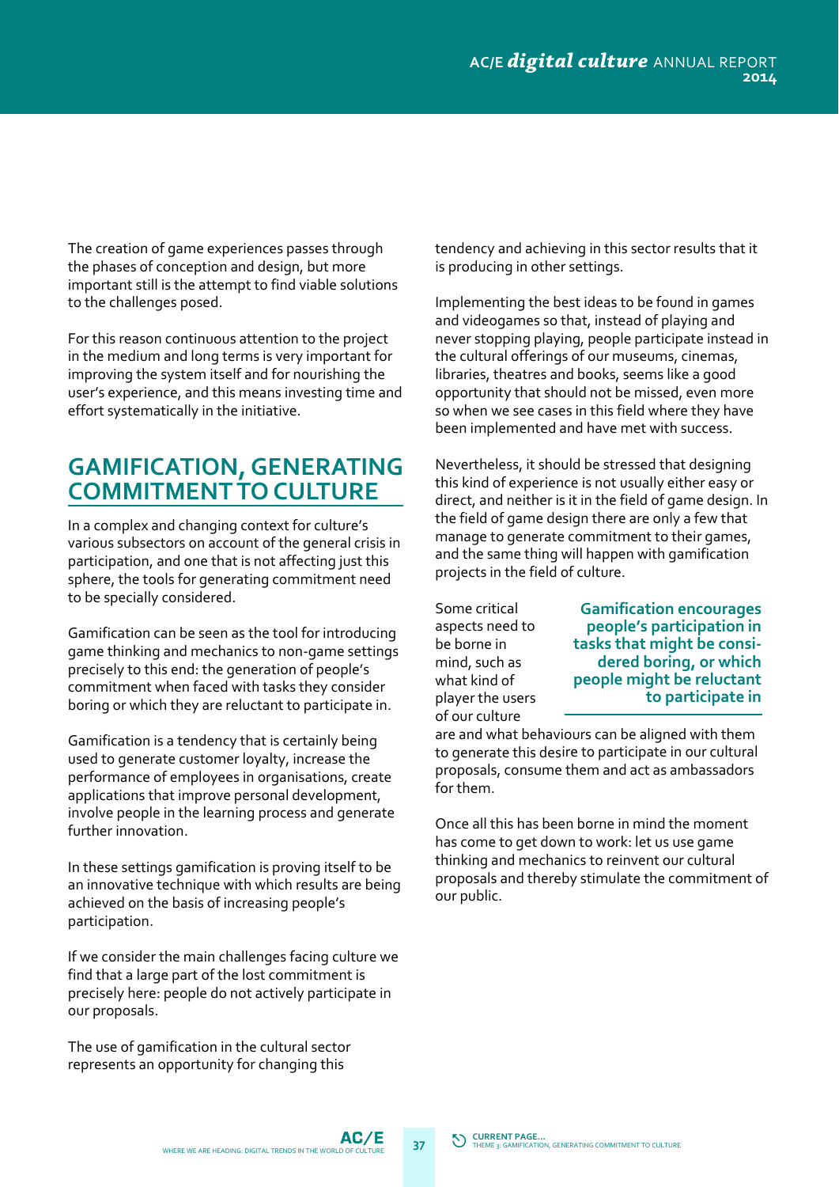The creation of game experiences passes through the phases of conception and design, but more important still is the attempt to find viable solutions to the challenges posed.

For this reason continuous attention to the project in the medium and long terms is very important for improving the system itself and for nourishing the user's experience, and this means investing time and effort systematically in the initiative.

## GAMIFICATION, GENERATING COMMITMENT TO CULTURE

In a complex and changing context for culture's various subsectors on account of the general crisis in participation, and one that is not affecting just this sphere, the tools for generating commitment need to be specially considered.

Gamification can be seen as the tool for introducing game thinking and mechanics to non-game settings precisely to this end: the generation of people's commitment when faced with tasks they consider boring or which they are reluctant to participate in.

Gamification is a tendency that is certainly being used to generate customer loyalty, increase the performance of employees in organisations, create applications that improve personal development, involve people in the learning process and generate further innovation.

In these settings gamification is proving itself to be an innovative technique with which results are being achieved on the basis of increasing people's participation.

If we consider the main challenges facing culture we find that a large part of the lost commitment is precisely here: people do not actively participate in our proposals.

The use of gamification in the cultural sector represents an opportunity for changing this tendency and achieving in this sector results that it is producing in other settings.

Implementing the best ideas to be found in games and videogames so that, instead of playing and never stopping playing, people participate instead in the cultural offerings of our museums, cinemas, libraries, theatres and books, seems like a good opportunity that should not be missed, even more so when we see cases in this field where they have been implemented and have met with success.

Nevertheless, it should be stressed that designing this kind of experience is not usually either easy or direct, and neither is it in the field of game design. In the field of game design there are only a few that manage to generate commitment to their games, and the same thing will happen with gamification projects in the field of culture.

**Gamification encourages people's participation in tasks that might be considered boring, or which people might be reluctant to participate in**

Some critical aspects need to be borne in mind, such as what kind of player the users of our culture are and what behaviours can be aligned with them to generate this desire to participate in our cultural proposals, consume them and act as ambassadors for them.

Once all this has been borne in mind the moment has come to get down to work: let us use game thinking and mechanics to reinvent our cultural proposals and thereby stimulate the commitment of our public.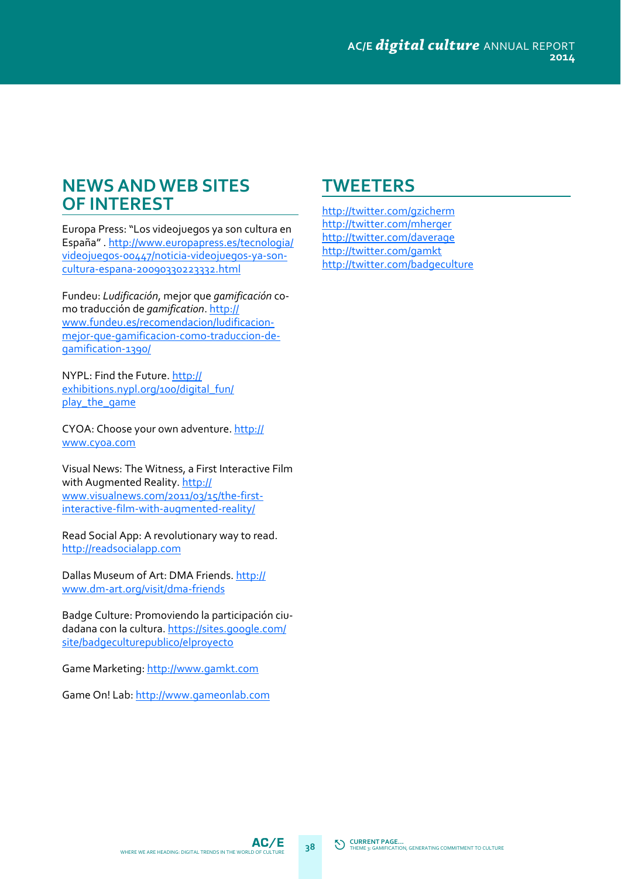## NEWS AND WEB SITES OF INTEREST

Europa Press: "Los videojuegos ya son cultura en España" . http://www.europapress.es/tecnologia/videojuegos-00447/noticia-videojuegos-ya-son-cultura-espana-20090330223332.html

Fundeu: *Ludificación*, mejor que *gamificación* como traducción de *gamification*. http://www.fundeu.es/recomendacion/ludificacion-mejor-que-gamificacion-como-traduccion-de-gamification-1390/

NYPL: Find the Future. http://exhibitions.nypl.org/100/digital_fun/play_the_game

CYOA: Choose your own adventure. http://www.cyoa.com

Visual News: The Witness, a First Interactive Film with Augmented Reality. http://www.visualnews.com/2011/03/15/the-first-interactive-film-with-augmented-reality/

Read Social App: A revolutionary way to read. http://readsocialapp.com

Dallas Museum of Art: DMA Friends. http://www.dm-art.org/visit/dma-friends

Badge Culture: Promoviendo la participación ciudadana con la cultura. https://sites.google.com/site/badgeculturepublico/elproyecto

Game Marketing: http://www.gamkt.com

Game On! Lab: http://www.gameonlab.com

## TWEETERS

http://twitter.com/gzicherm
http://twitter.com/mherger
http://twitter.com/daverage
http://twitter.com/gamkt
http://twitter.com/badgeculture